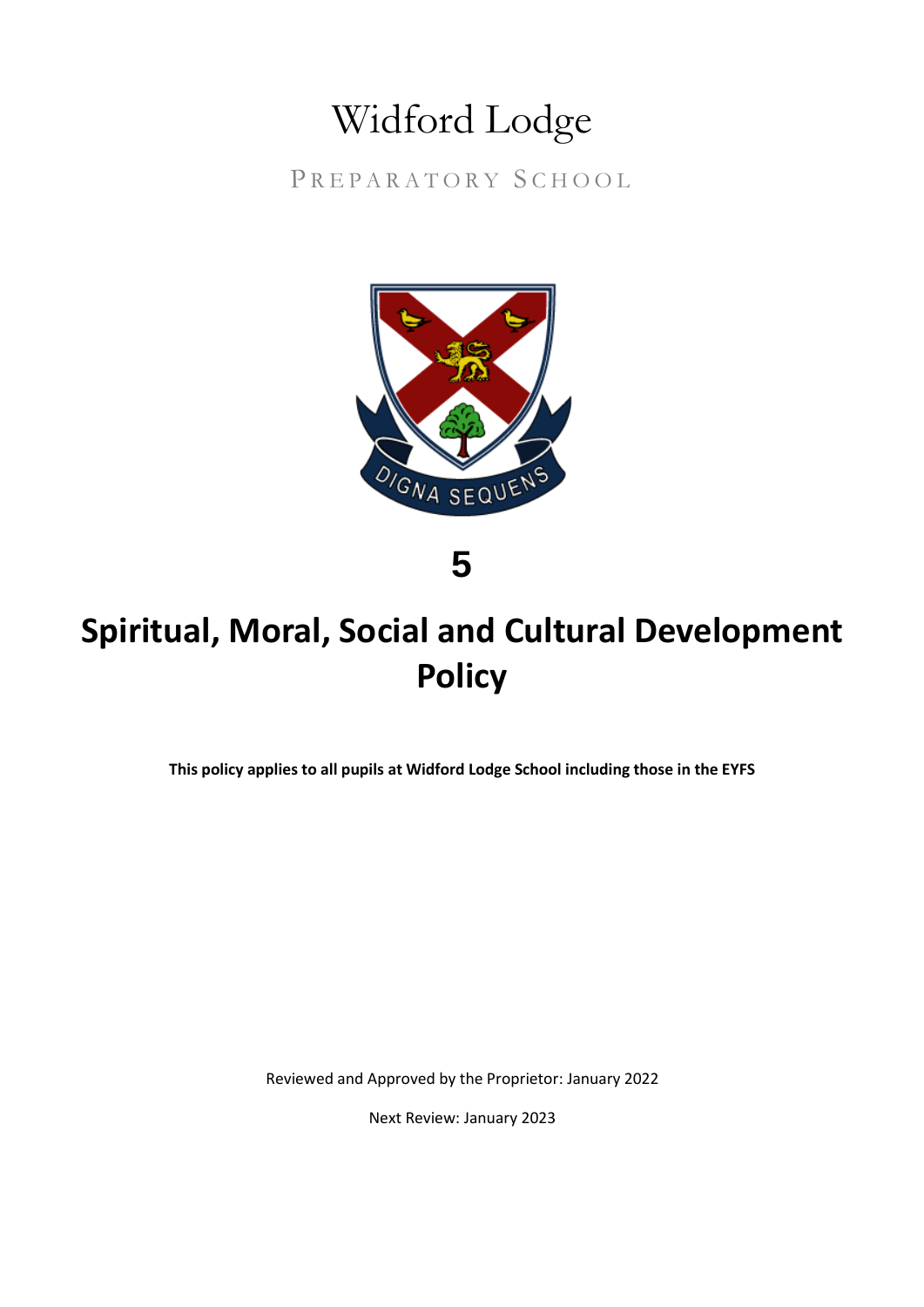# Widford Lodge

PREPARATORY SCHOOL

DIGNA SEQUENS

**5**

# Spiritual, Moral, Social and Cultural Development Policy

**This policy applies to all pupils at Widford Lodge School including those in the EYFS**

Reviewed and Approved by the Proprietor: January 2022

Next Review: January 2023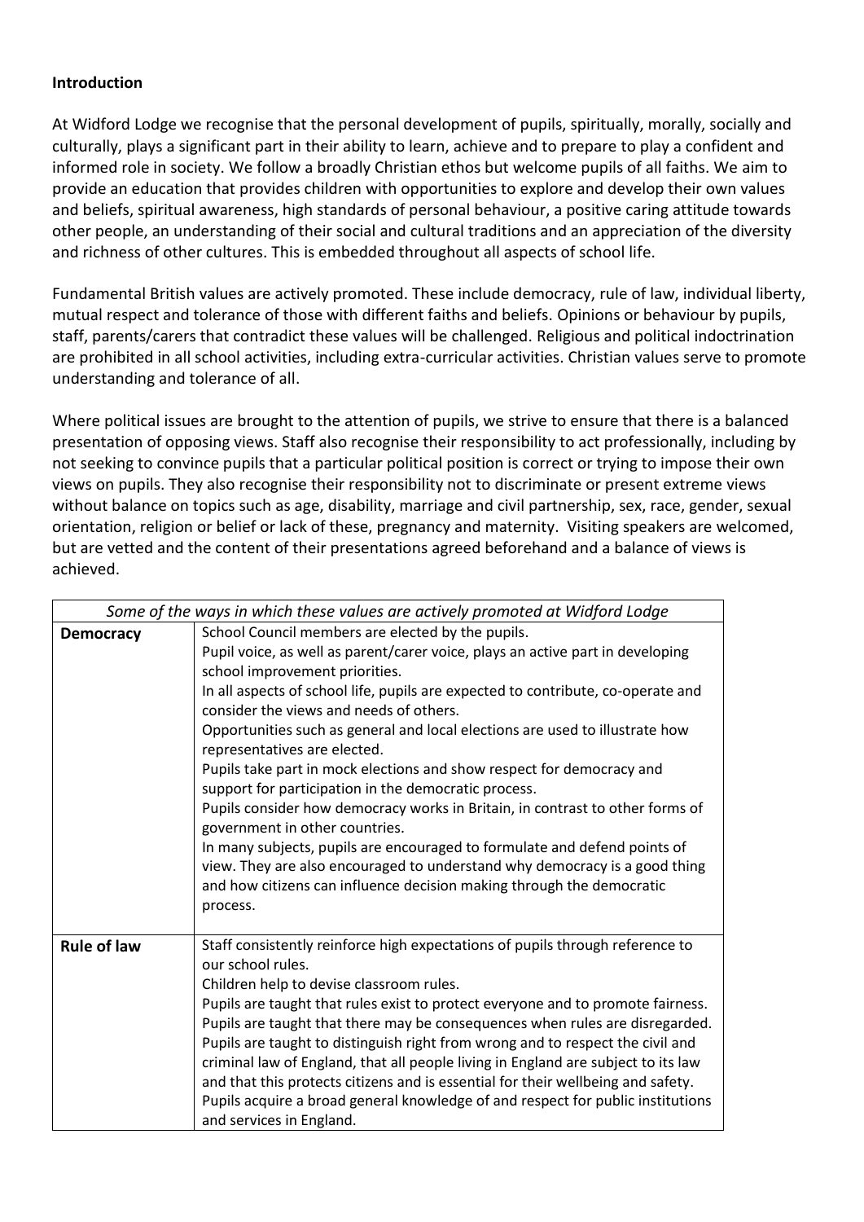**Introduction**

At Widford Lodge we recognise that the personal development of pupils, spiritually, morally, socially and culturally, plays a significant part in their ability to learn, achieve and to prepare to play a confident and informed role in society. We follow a broadly Christian ethos but welcome pupils of all faiths. We aim to provide an education that provides children with opportunities to explore and develop their own values and beliefs, spiritual awareness, high standards of personal behaviour, a positive caring attitude towards other people, an understanding of their social and cultural traditions and an appreciation of the diversity and richness of other cultures. This is embedded throughout all aspects of school life.

Fundamental British values are actively promoted. These include democracy, rule of law, individual liberty, mutual respect and tolerance of those with different faiths and beliefs. Opinions or behaviour by pupils, staff, parents/carers that contradict these values will be challenged. Religious and political indoctrination are prohibited in all school activities, including extra-curricular activities. Christian values serve to promote understanding and tolerance of all.

Where political issues are brought to the attention of pupils, we strive to ensure that there is a balanced presentation of opposing views. Staff also recognise their responsibility to act professionally, including by not seeking to convince pupils that a particular political position is correct or trying to impose their own views on pupils. They also recognise their responsibility not to discriminate or present extreme views without balance on topics such as age, disability, marriage and civil partnership, sex, race, gender, sexual orientation, religion or belief or lack of these, pregnancy and maternity. Visiting speakers are welcomed, but are vetted and the content of their presentations agreed beforehand and a balance of views is achieved.

| *Some of the ways in which these values are actively promoted at Widford Lodge* | |
|---|---|
| **Democracy** | School Council members are elected by the pupils.<br>Pupil voice, as well as parent/carer voice, plays an active part in developing school improvement priorities.<br>In all aspects of school life, pupils are expected to contribute, co-operate and consider the views and needs of others.<br>Opportunities such as general and local elections are used to illustrate how representatives are elected.<br>Pupils take part in mock elections and show respect for democracy and support for participation in the democratic process.<br>Pupils consider how democracy works in Britain, in contrast to other forms of government in other countries.<br>In many subjects, pupils are encouraged to formulate and defend points of view. They are also encouraged to understand why democracy is a good thing and how citizens can influence decision making through the democratic process. |
| **Rule of law** | Staff consistently reinforce high expectations of pupils through reference to our school rules.<br>Children help to devise classroom rules.<br>Pupils are taught that rules exist to protect everyone and to promote fairness.<br>Pupils are taught that there may be consequences when rules are disregarded.<br>Pupils are taught to distinguish right from wrong and to respect the civil and criminal law of England, that all people living in England are subject to its law and that this protects citizens and is essential for their wellbeing and safety.<br>Pupils acquire a broad general knowledge of and respect for public institutions and services in England. |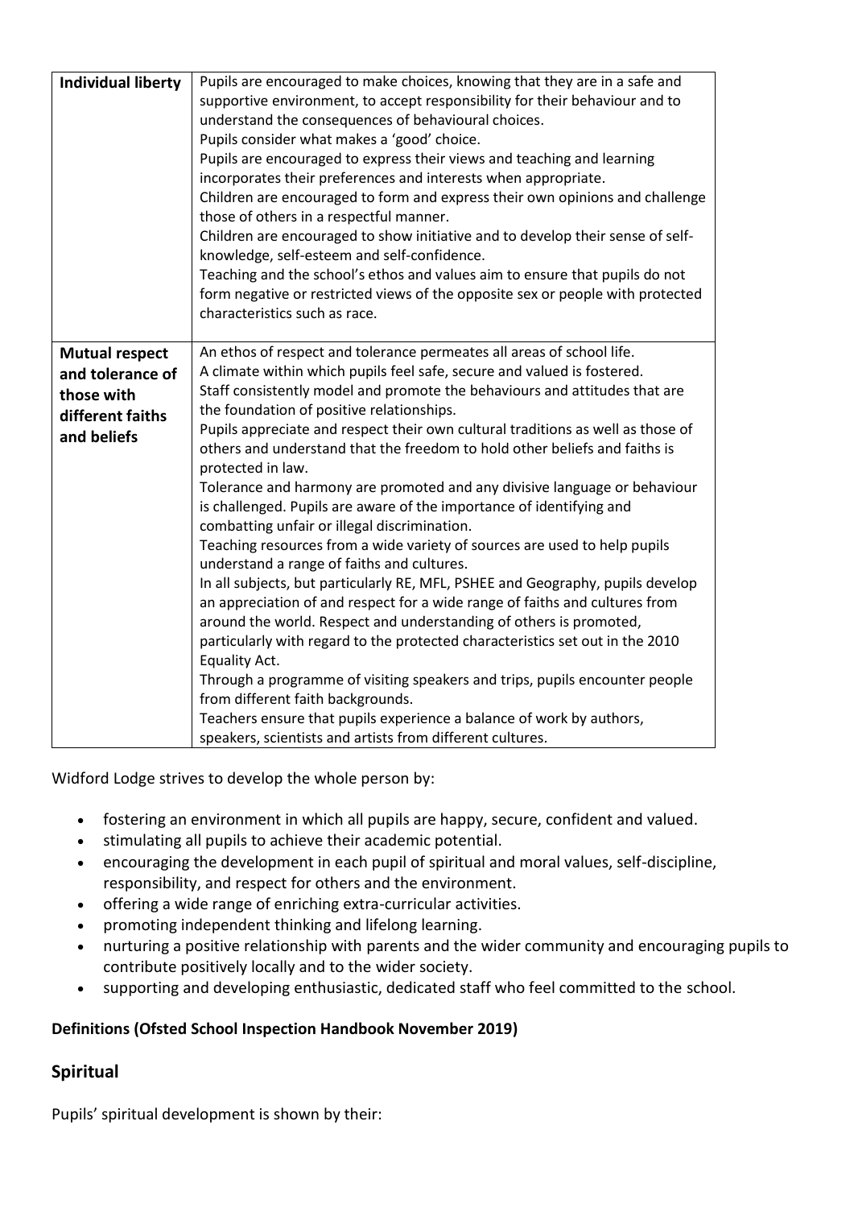| **Individual liberty** | Pupils are encouraged to make choices, knowing that they are in a safe and supportive environment, to accept responsibility for their behaviour and to understand the consequences of behavioural choices.<br>Pupils consider what makes a 'good' choice.<br>Pupils are encouraged to express their views and teaching and learning incorporates their preferences and interests when appropriate.<br>Children are encouraged to form and express their own opinions and challenge those of others in a respectful manner.<br>Children are encouraged to show initiative and to develop their sense of self-knowledge, self-esteem and self-confidence.<br>Teaching and the school's ethos and values aim to ensure that pupils do not form negative or restricted views of the opposite sex or people with protected characteristics such as race. |
|---|---|
| **Mutual respect and tolerance of those with different faiths and beliefs** | An ethos of respect and tolerance permeates all areas of school life.<br>A climate within which pupils feel safe, secure and valued is fostered.<br>Staff consistently model and promote the behaviours and attitudes that are the foundation of positive relationships.<br>Pupils appreciate and respect their own cultural traditions as well as those of others and understand that the freedom to hold other beliefs and faiths is protected in law.<br>Tolerance and harmony are promoted and any divisive language or behaviour is challenged. Pupils are aware of the importance of identifying and combatting unfair or illegal discrimination.<br>Teaching resources from a wide variety of sources are used to help pupils understand a range of faiths and cultures.<br>In all subjects, but particularly RE, MFL, PSHEE and Geography, pupils develop an appreciation of and respect for a wide range of faiths and cultures from around the world. Respect and understanding of others is promoted, particularly with regard to the protected characteristics set out in the 2010 Equality Act.<br>Through a programme of visiting speakers and trips, pupils encounter people from different faith backgrounds.<br>Teachers ensure that pupils experience a balance of work by authors, speakers, scientists and artists from different cultures. |

Widford Lodge strives to develop the whole person by:

- fostering an environment in which all pupils are happy, secure, confident and valued.
- stimulating all pupils to achieve their academic potential.
- encouraging the development in each pupil of spiritual and moral values, self-discipline, responsibility, and respect for others and the environment.
- offering a wide range of enriching extra-curricular activities.
- promoting independent thinking and lifelong learning.
- nurturing a positive relationship with parents and the wider community and encouraging pupils to contribute positively locally and to the wider society.
- supporting and developing enthusiastic, dedicated staff who feel committed to the school.

**Definitions (Ofsted School Inspection Handbook November 2019)**

## Spiritual

Pupils' spiritual development is shown by their: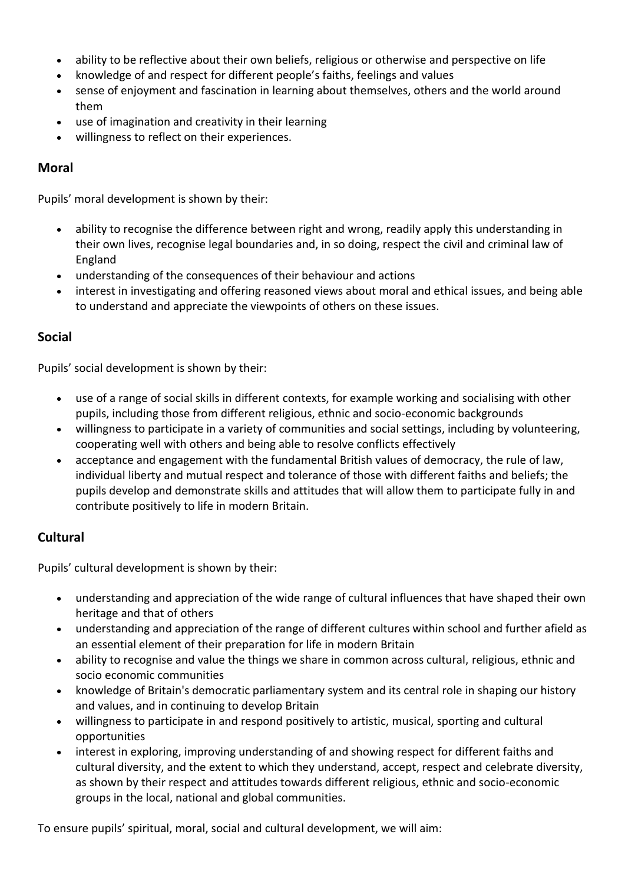- ability to be reflective about their own beliefs, religious or otherwise and perspective on life
- knowledge of and respect for different people's faiths, feelings and values
- sense of enjoyment and fascination in learning about themselves, others and the world around them
- use of imagination and creativity in their learning
- willingness to reflect on their experiences.

## Moral

Pupils' moral development is shown by their:

- ability to recognise the difference between right and wrong, readily apply this understanding in their own lives, recognise legal boundaries and, in so doing, respect the civil and criminal law of England
- understanding of the consequences of their behaviour and actions
- interest in investigating and offering reasoned views about moral and ethical issues, and being able to understand and appreciate the viewpoints of others on these issues.

## Social

Pupils' social development is shown by their:

- use of a range of social skills in different contexts, for example working and socialising with other pupils, including those from different religious, ethnic and socio-economic backgrounds
- willingness to participate in a variety of communities and social settings, including by volunteering, cooperating well with others and being able to resolve conflicts effectively
- acceptance and engagement with the fundamental British values of democracy, the rule of law, individual liberty and mutual respect and tolerance of those with different faiths and beliefs; the pupils develop and demonstrate skills and attitudes that will allow them to participate fully in and contribute positively to life in modern Britain.

## Cultural

Pupils' cultural development is shown by their:

- understanding and appreciation of the wide range of cultural influences that have shaped their own heritage and that of others
- understanding and appreciation of the range of different cultures within school and further afield as an essential element of their preparation for life in modern Britain
- ability to recognise and value the things we share in common across cultural, religious, ethnic and socio economic communities
- knowledge of Britain's democratic parliamentary system and its central role in shaping our history and values, and in continuing to develop Britain
- willingness to participate in and respond positively to artistic, musical, sporting and cultural opportunities
- interest in exploring, improving understanding of and showing respect for different faiths and cultural diversity, and the extent to which they understand, accept, respect and celebrate diversity, as shown by their respect and attitudes towards different religious, ethnic and socio-economic groups in the local, national and global communities.

To ensure pupils' spiritual, moral, social and cultural development, we will aim: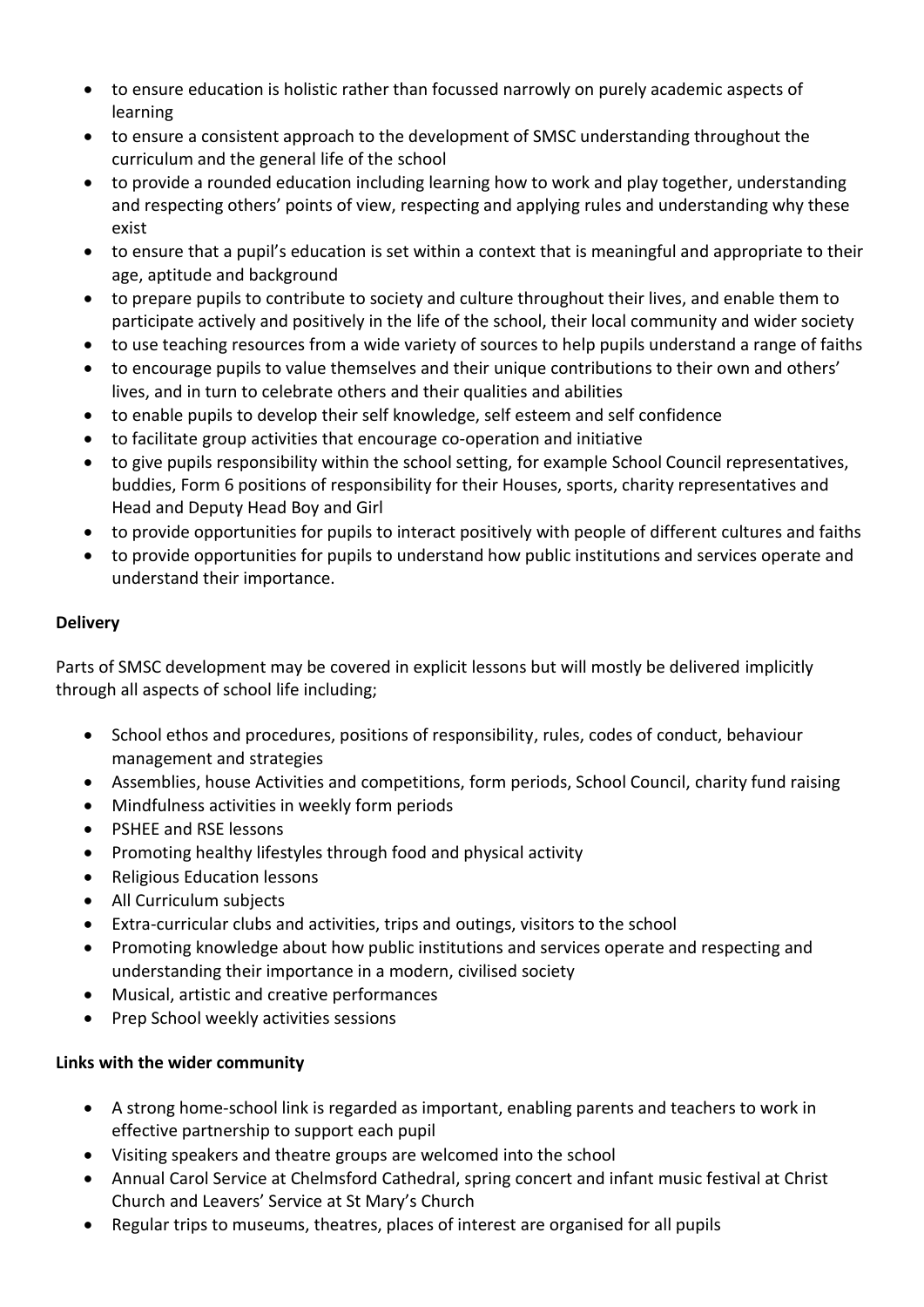- to ensure education is holistic rather than focussed narrowly on purely academic aspects of learning
- to ensure a consistent approach to the development of SMSC understanding throughout the curriculum and the general life of the school
- to provide a rounded education including learning how to work and play together, understanding and respecting others' points of view, respecting and applying rules and understanding why these exist
- to ensure that a pupil's education is set within a context that is meaningful and appropriate to their age, aptitude and background
- to prepare pupils to contribute to society and culture throughout their lives, and enable them to participate actively and positively in the life of the school, their local community and wider society
- to use teaching resources from a wide variety of sources to help pupils understand a range of faiths
- to encourage pupils to value themselves and their unique contributions to their own and others' lives, and in turn to celebrate others and their qualities and abilities
- to enable pupils to develop their self knowledge, self esteem and self confidence
- to facilitate group activities that encourage co-operation and initiative
- to give pupils responsibility within the school setting, for example School Council representatives, buddies, Form 6 positions of responsibility for their Houses, sports, charity representatives and Head and Deputy Head Boy and Girl
- to provide opportunities for pupils to interact positively with people of different cultures and faiths
- to provide opportunities for pupils to understand how public institutions and services operate and understand their importance.

**Delivery**

Parts of SMSC development may be covered in explicit lessons but will mostly be delivered implicitly through all aspects of school life including;

- School ethos and procedures, positions of responsibility, rules, codes of conduct, behaviour management and strategies
- Assemblies, house Activities and competitions, form periods, School Council, charity fund raising
- Mindfulness activities in weekly form periods
- PSHEE and RSE lessons
- Promoting healthy lifestyles through food and physical activity
- Religious Education lessons
- All Curriculum subjects
- Extra-curricular clubs and activities, trips and outings, visitors to the school
- Promoting knowledge about how public institutions and services operate and respecting and understanding their importance in a modern, civilised society
- Musical, artistic and creative performances
- Prep School weekly activities sessions

**Links with the wider community**

- A strong home-school link is regarded as important, enabling parents and teachers to work in effective partnership to support each pupil
- Visiting speakers and theatre groups are welcomed into the school
- Annual Carol Service at Chelmsford Cathedral, spring concert and infant music festival at Christ Church and Leavers' Service at St Mary's Church
- Regular trips to museums, theatres, places of interest are organised for all pupils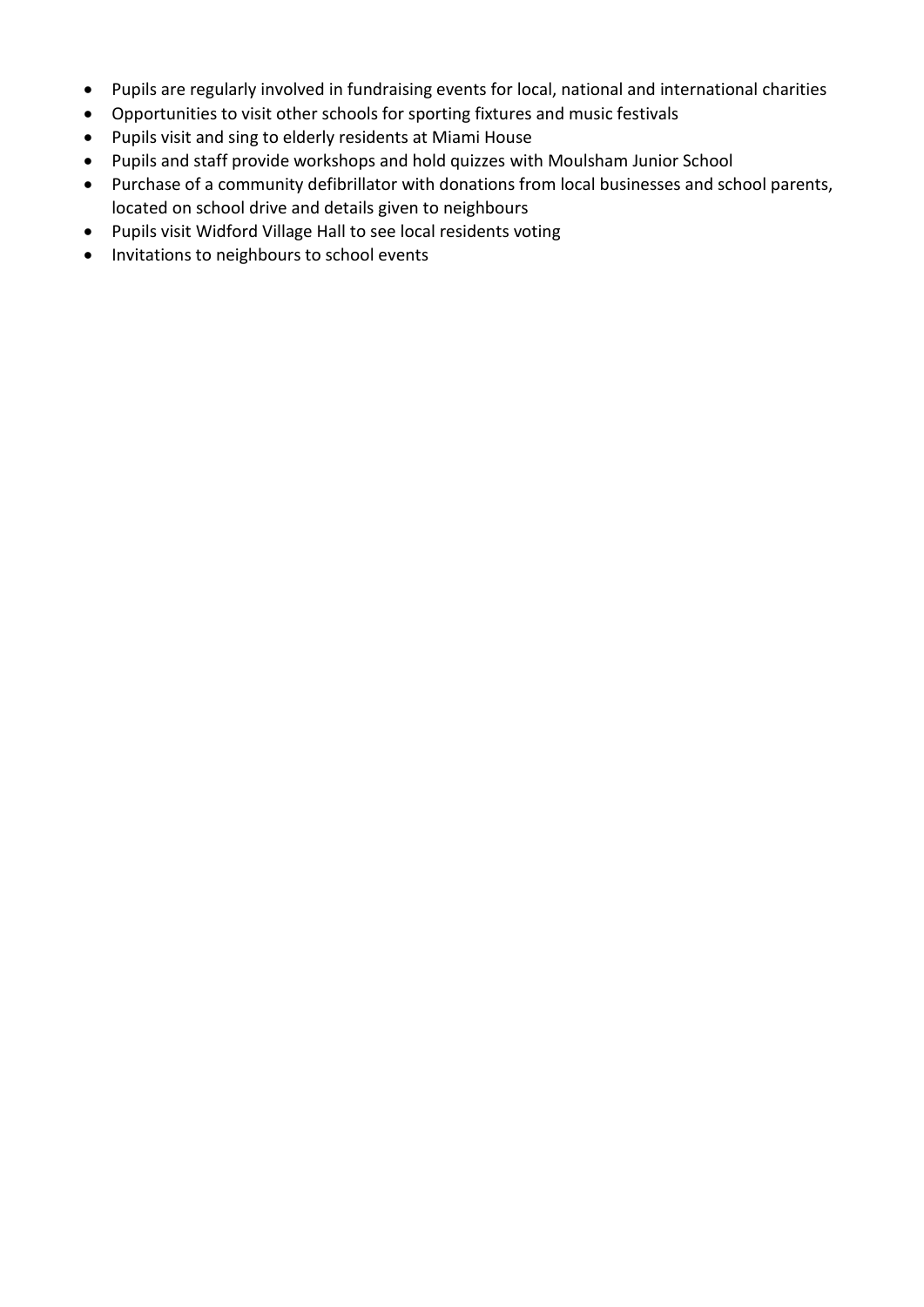- Pupils are regularly involved in fundraising events for local, national and international charities
- Opportunities to visit other schools for sporting fixtures and music festivals
- Pupils visit and sing to elderly residents at Miami House
- Pupils and staff provide workshops and hold quizzes with Moulsham Junior School
- Purchase of a community defibrillator with donations from local businesses and school parents, located on school drive and details given to neighbours
- Pupils visit Widford Village Hall to see local residents voting
- Invitations to neighbours to school events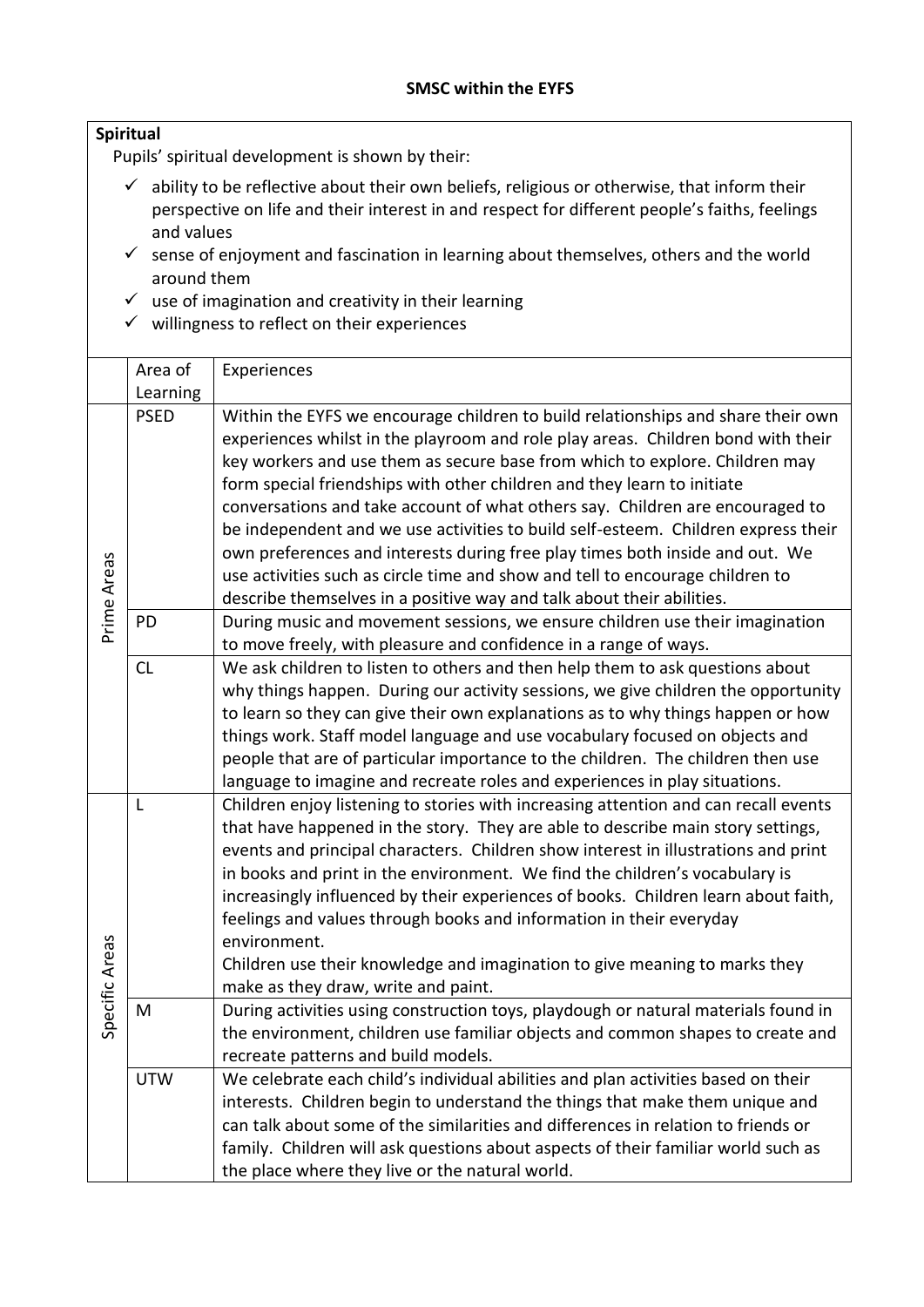## SMSC within the EYFS

**Spiritual**

Pupils' spiritual development is shown by their:

- ✓ ability to be reflective about their own beliefs, religious or otherwise, that inform their perspective on life and their interest in and respect for different people's faiths, feelings and values
- ✓ sense of enjoyment and fascination in learning about themselves, others and the world around them
- ✓ use of imagination and creativity in their learning
- ✓ willingness to reflect on their experiences

| | Area of Learning | Experiences |
|---|---|---|
| Prime Areas | PSED | Within the EYFS we encourage children to build relationships and share their own experiences whilst in the playroom and role play areas. Children bond with their key workers and use them as secure base from which to explore. Children may form special friendships with other children and they learn to initiate conversations and take account of what others say. Children are encouraged to be independent and we use activities to build self-esteem. Children express their own preferences and interests during free play times both inside and out. We use activities such as circle time and show and tell to encourage children to describe themselves in a positive way and talk about their abilities. |
| | PD | During music and movement sessions, we ensure children use their imagination to move freely, with pleasure and confidence in a range of ways. |
| | CL | We ask children to listen to others and then help them to ask questions about why things happen. During our activity sessions, we give children the opportunity to learn so they can give their own explanations as to why things happen or how things work. Staff model language and use vocabulary focused on objects and people that are of particular importance to the children. The children then use language to imagine and recreate roles and experiences in play situations. |
| Specific Areas | L | Children enjoy listening to stories with increasing attention and can recall events that have happened in the story. They are able to describe main story settings, events and principal characters. Children show interest in illustrations and print in books and print in the environment. We find the children's vocabulary is increasingly influenced by their experiences of books. Children learn about faith, feelings and values through books and information in their everyday environment.<br>Children use their knowledge and imagination to give meaning to marks they make as they draw, write and paint. |
| | M | During activities using construction toys, playdough or natural materials found in the environment, children use familiar objects and common shapes to create and recreate patterns and build models. |
| | UTW | We celebrate each child's individual abilities and plan activities based on their interests. Children begin to understand the things that make them unique and can talk about some of the similarities and differences in relation to friends or family. Children will ask questions about aspects of their familiar world such as the place where they live or the natural world. |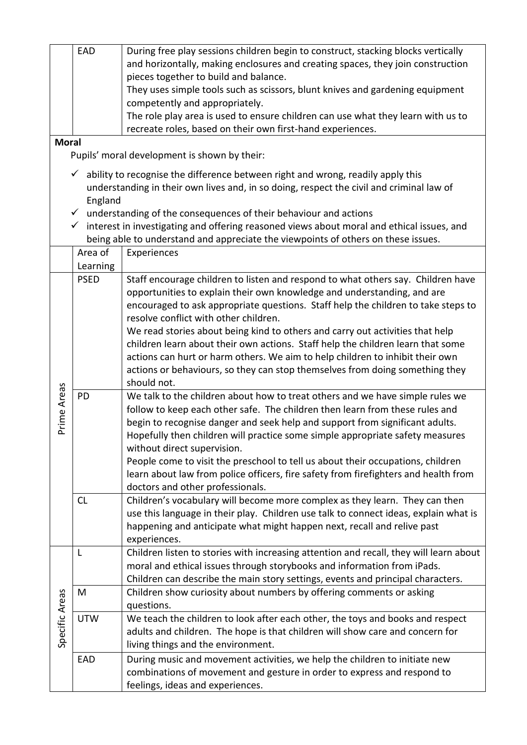| | EAD | During free play sessions children begin to construct, stacking blocks vertically and horizontally, making enclosures and creating spaces, they join construction pieces together to build and balance.<br>They uses simple tools such as scissors, blunt knives and gardening equipment competently and appropriately.<br>The role play area is used to ensure children can use what they learn with us to recreate roles, based on their own first-hand experiences. |
|---|---|---|

**Moral**

Pupils' moral development is shown by their:

- ✓ ability to recognise the difference between right and wrong, readily apply this understanding in their own lives and, in so doing, respect the civil and criminal law of England
- ✓ understanding of the consequences of their behaviour and actions
- ✓ interest in investigating and offering reasoned views about moral and ethical issues, and being able to understand and appreciate the viewpoints of others on these issues.

| | Area of Learning | Experiences |
|---|---|---|
| Prime Areas | PSED | Staff encourage children to listen and respond to what others say. Children have opportunities to explain their own knowledge and understanding, and are encouraged to ask appropriate questions. Staff help the children to take steps to resolve conflict with other children.<br>We read stories about being kind to others and carry out activities that help children learn about their own actions. Staff help the children learn that some actions can hurt or harm others. We aim to help children to inhibit their own actions or behaviours, so they can stop themselves from doing something they should not. |
| | PD | We talk to the children about how to treat others and we have simple rules we follow to keep each other safe. The children then learn from these rules and begin to recognise danger and seek help and support from significant adults. Hopefully then children will practice some simple appropriate safety measures without direct supervision.<br>People come to visit the preschool to tell us about their occupations, children learn about law from police officers, fire safety from firefighters and health from doctors and other professionals. |
| | CL | Children's vocabulary will become more complex as they learn. They can then use this language in their play. Children use talk to connect ideas, explain what is happening and anticipate what might happen next, recall and relive past experiences. |
| Specific Areas | L | Children listen to stories with increasing attention and recall, they will learn about moral and ethical issues through storybooks and information from iPads. Children can describe the main story settings, events and principal characters. |
| | M | Children show curiosity about numbers by offering comments or asking questions. |
| | UTW | We teach the children to look after each other, the toys and books and respect adults and children. The hope is that children will show care and concern for living things and the environment. |
| | EAD | During music and movement activities, we help the children to initiate new combinations of movement and gesture in order to express and respond to feelings, ideas and experiences. |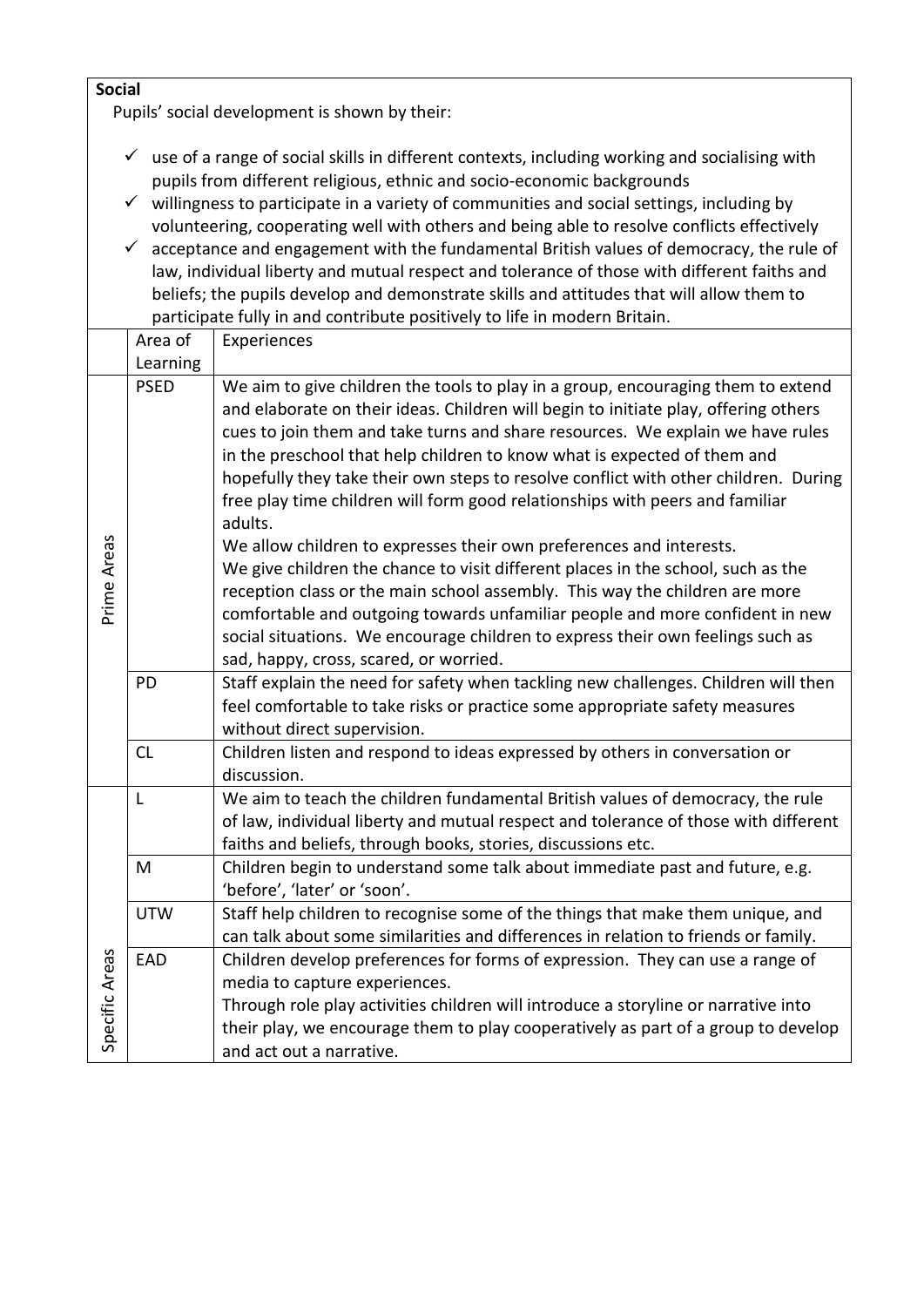**Social**

Pupils' social development is shown by their:

- ✓ use of a range of social skills in different contexts, including working and socialising with pupils from different religious, ethnic and socio-economic backgrounds
- ✓ willingness to participate in a variety of communities and social settings, including by volunteering, cooperating well with others and being able to resolve conflicts effectively
- ✓ acceptance and engagement with the fundamental British values of democracy, the rule of law, individual liberty and mutual respect and tolerance of those with different faiths and beliefs; the pupils develop and demonstrate skills and attitudes that will allow them to participate fully in and contribute positively to life in modern Britain.

| | Area of Learning | Experiences |
|---|---|---|
| Prime Areas | PSED | We aim to give children the tools to play in a group, encouraging them to extend and elaborate on their ideas. Children will begin to initiate play, offering others cues to join them and take turns and share resources. We explain we have rules in the preschool that help children to know what is expected of them and hopefully they take their own steps to resolve conflict with other children. During free play time children will form good relationships with peers and familiar adults.<br>We allow children to expresses their own preferences and interests.<br>We give children the chance to visit different places in the school, such as the reception class or the main school assembly. This way the children are more comfortable and outgoing towards unfamiliar people and more confident in new social situations. We encourage children to express their own feelings such as sad, happy, cross, scared, or worried. |
| | PD | Staff explain the need for safety when tackling new challenges. Children will then feel comfortable to take risks or practice some appropriate safety measures without direct supervision. |
| | CL | Children listen and respond to ideas expressed by others in conversation or discussion. |
| Specific Areas | L | We aim to teach the children fundamental British values of democracy, the rule of law, individual liberty and mutual respect and tolerance of those with different faiths and beliefs, through books, stories, discussions etc. |
| | M | Children begin to understand some talk about immediate past and future, e.g. 'before', 'later' or 'soon'. |
| | UTW | Staff help children to recognise some of the things that make them unique, and can talk about some similarities and differences in relation to friends or family. |
| | EAD | Children develop preferences for forms of expression. They can use a range of media to capture experiences.<br>Through role play activities children will introduce a storyline or narrative into their play, we encourage them to play cooperatively as part of a group to develop and act out a narrative. |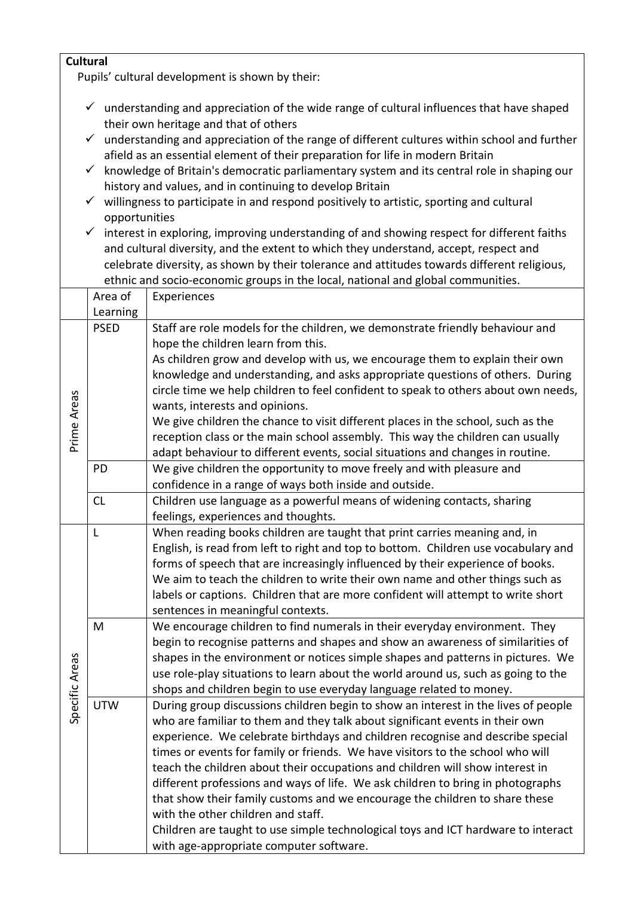**Cultural**

Pupils' cultural development is shown by their:

- ✓ understanding and appreciation of the wide range of cultural influences that have shaped their own heritage and that of others
- ✓ understanding and appreciation of the range of different cultures within school and further afield as an essential element of their preparation for life in modern Britain
- ✓ knowledge of Britain's democratic parliamentary system and its central role in shaping our history and values, and in continuing to develop Britain
- ✓ willingness to participate in and respond positively to artistic, sporting and cultural opportunities
- ✓ interest in exploring, improving understanding of and showing respect for different faiths and cultural diversity, and the extent to which they understand, accept, respect and celebrate diversity, as shown by their tolerance and attitudes towards different religious, ethnic and socio-economic groups in the local, national and global communities.

| | Area of Learning | Experiences |
|---|---|---|
| Prime Areas | PSED | Staff are role models for the children, we demonstrate friendly behaviour and hope the children learn from this.<br>As children grow and develop with us, we encourage them to explain their own knowledge and understanding, and asks appropriate questions of others. During circle time we help children to feel confident to speak to others about own needs, wants, interests and opinions.<br>We give children the chance to visit different places in the school, such as the reception class or the main school assembly. This way the children can usually adapt behaviour to different events, social situations and changes in routine. |
| | PD | We give children the opportunity to move freely and with pleasure and confidence in a range of ways both inside and outside. |
| | CL | Children use language as a powerful means of widening contacts, sharing feelings, experiences and thoughts. |
| Specific Areas | L | When reading books children are taught that print carries meaning and, in English, is read from left to right and top to bottom. Children use vocabulary and forms of speech that are increasingly influenced by their experience of books. We aim to teach the children to write their own name and other things such as labels or captions. Children that are more confident will attempt to write short sentences in meaningful contexts. |
| | M | We encourage children to find numerals in their everyday environment. They begin to recognise patterns and shapes and show an awareness of similarities of shapes in the environment or notices simple shapes and patterns in pictures. We use role-play situations to learn about the world around us, such as going to the shops and children begin to use everyday language related to money. |
| | UTW | During group discussions children begin to show an interest in the lives of people who are familiar to them and they talk about significant events in their own experience. We celebrate birthdays and children recognise and describe special times or events for family or friends. We have visitors to the school who will teach the children about their occupations and children will show interest in different professions and ways of life. We ask children to bring in photographs that show their family customs and we encourage the children to share these with the other children and staff.<br>Children are taught to use simple technological toys and ICT hardware to interact with age-appropriate computer software. |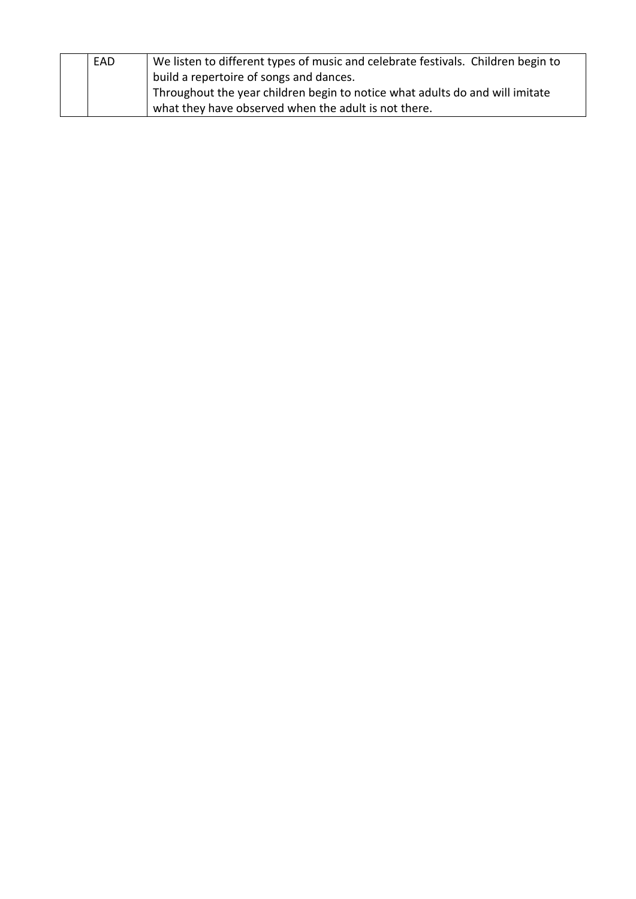| | | |
|---|---|---|
| | EAD | We listen to different types of music and celebrate festivals. Children begin to build a repertoire of songs and dances.<br>Throughout the year children begin to notice what adults do and will imitate what they have observed when the adult is not there. |